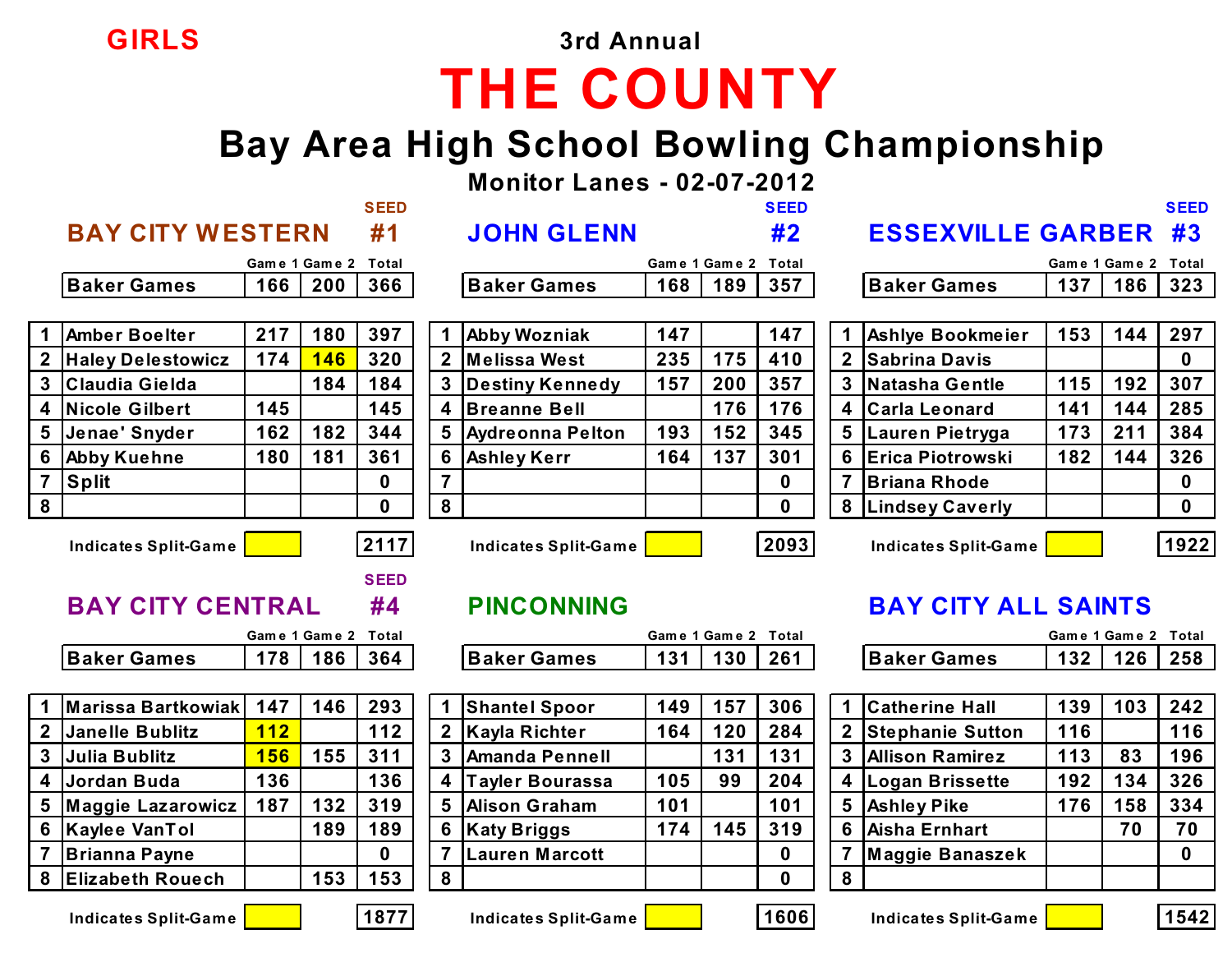GIRLS

3rd Annual

# THE COUNTY

## Bay Area High School Bowling Championship

### Monitor Lanes - 02-07-2012

### BAY CITY WESTERN — SEED #1

| | | Game 1 | Game 2 | Total |
|---|---|---|---|---|
| | Baker Games | 166 | 200 | 366 |
| 1 | Amber Boelter | 217 | 180 | 397 |
| 2 | Haley Delestowicz | 174 | 146 | 320 |
| 3 | Claudia Gielda | | 184 | 184 |
| 4 | Nicole Gilbert | 145 | | 145 |
| 5 | Jenae' Snyder | 162 | 182 | 344 |
| 6 | Abby Kuehne | 180 | 181 | 361 |
| 7 | Split | | | 0 |
| 8 | | | | 0 |
| | Indicates Split-Game | | | 2117 |

### JOHN GLENN — SEED #2

| | | Game 1 | Game 2 | Total |
|---|---|---|---|---|
| | Baker Games | 168 | 189 | 357 |
| 1 | Abby Wozniak | 147 | | 147 |
| 2 | Melissa West | 235 | 175 | 410 |
| 3 | Destiny Kennedy | 157 | 200 | 357 |
| 4 | Breanne Bell | | 176 | 176 |
| 5 | Aydreonna Pelton | 193 | 152 | 345 |
| 6 | Ashley Kerr | 164 | 137 | 301 |
| 7 | | | | 0 |
| 8 | | | | 0 |
| | Indicates Split-Game | | | 2093 |

### ESSEXVILLE GARBER — SEED #3

| | | Game 1 | Game 2 | Total |
|---|---|---|---|---|
| | Baker Games | 137 | 186 | 323 |
| 1 | Ashlye Bookmeier | 153 | 144 | 297 |
| 2 | Sabrina Davis | | | 0 |
| 3 | Natasha Gentle | 115 | 192 | 307 |
| 4 | Carla Leonard | 141 | 144 | 285 |
| 5 | Lauren Pietryga | 173 | 211 | 384 |
| 6 | Erica Piotrowski | 182 | 144 | 326 |
| 7 | Briana Rhode | | | 0 |
| 8 | Lindsey Caverly | | | 0 |
| | Indicates Split-Game | | | 1922 |

### BAY CITY CENTRAL — SEED #4

| | | Game 1 | Game 2 | Total |
|---|---|---|---|---|
| | Baker Games | 178 | 186 | 364 |
| 1 | Marissa Bartkowiak | 147 | 146 | 293 |
| 2 | Janelle Bublitz | 112 | | 112 |
| 3 | Julia Bublitz | 156 | 155 | 311 |
| 4 | Jordan Buda | 136 | | 136 |
| 5 | Maggie Lazarowicz | 187 | 132 | 319 |
| 6 | Kaylee VanTol | | 189 | 189 |
| 7 | Brianna Payne | | | 0 |
| 8 | Elizabeth Rouech | | 153 | 153 |
| | Indicates Split-Game | | | 1877 |

### PINCONNING

| | | Game 1 | Game 2 | Total |
|---|---|---|---|---|
| | Baker Games | 131 | 130 | 261 |
| 1 | Shantel Spoor | 149 | 157 | 306 |
| 2 | Kayla Richter | 164 | 120 | 284 |
| 3 | Amanda Pennell | | 131 | 131 |
| 4 | Tayler Bourassa | 105 | 99 | 204 |
| 5 | Alison Graham | 101 | | 101 |
| 6 | Katy Briggs | 174 | 145 | 319 |
| 7 | Lauren Marcott | | | 0 |
| 8 | | | | 0 |
| | Indicates Split-Game | | | 1606 |

### BAY CITY ALL SAINTS

| | | Game 1 | Game 2 | Total |
|---|---|---|---|---|
| | Baker Games | 132 | 126 | 258 |
| 1 | Catherine Hall | 139 | 103 | 242 |
| 2 | Stephanie Sutton | 116 | | 116 |
| 3 | Allison Ramirez | 113 | 83 | 196 |
| 4 | Logan Brissette | 192 | 134 | 326 |
| 5 | Ashley Pike | 176 | 158 | 334 |
| 6 | Aisha Ernhart | | 70 | 70 |
| 7 | Maggie Banaszek | | | 0 |
| 8 | | | | |
| | Indicates Split-Game | | | 1542 |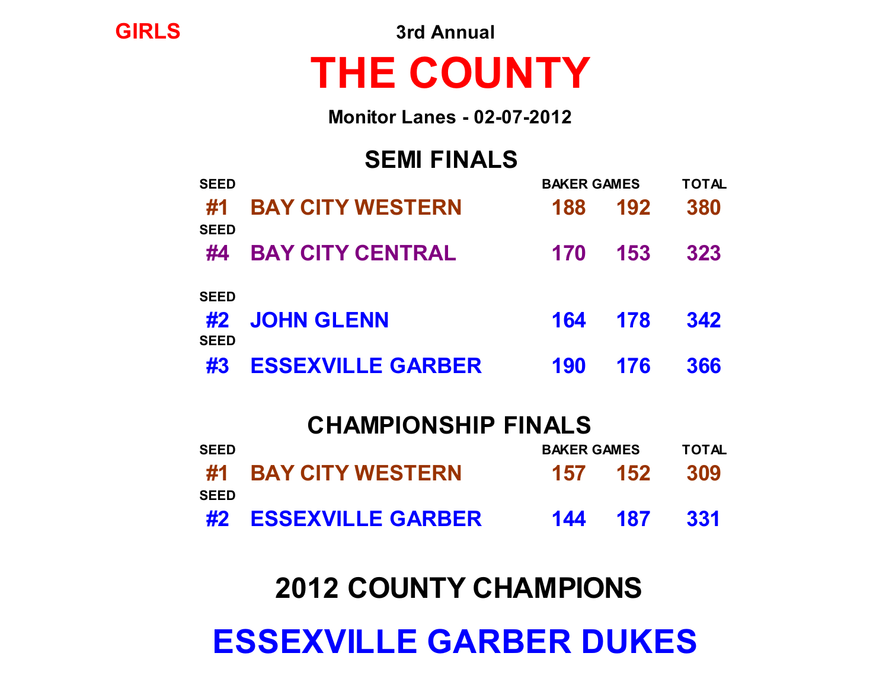GIRLS

3rd Annual

# THE COUNTY

**Monitor Lanes - 02-07-2012**

## SEMI FINALS

| SEED | | BAKER GAMES | | TOTAL |
|---|---|---|---|---|
| #1 | BAY CITY WESTERN | 188 | 192 | 380 |
| #4 | BAY CITY CENTRAL | 170 | 153 | 323 |

| SEED | | BAKER GAMES | | TOTAL |
|---|---|---|---|---|
| #2 | JOHN GLENN | 164 | 178 | 342 |
| #3 | ESSEXVILLE GARBER | 190 | 176 | 366 |

## CHAMPIONSHIP FINALS

| SEED | | BAKER GAMES | | TOTAL |
|---|---|---|---|---|
| #1 | BAY CITY WESTERN | 157 | 152 | 309 |
| #2 | ESSEXVILLE GARBER | 144 | 187 | 331 |

## 2012 COUNTY CHAMPIONS

# ESSEXVILLE GARBER DUKES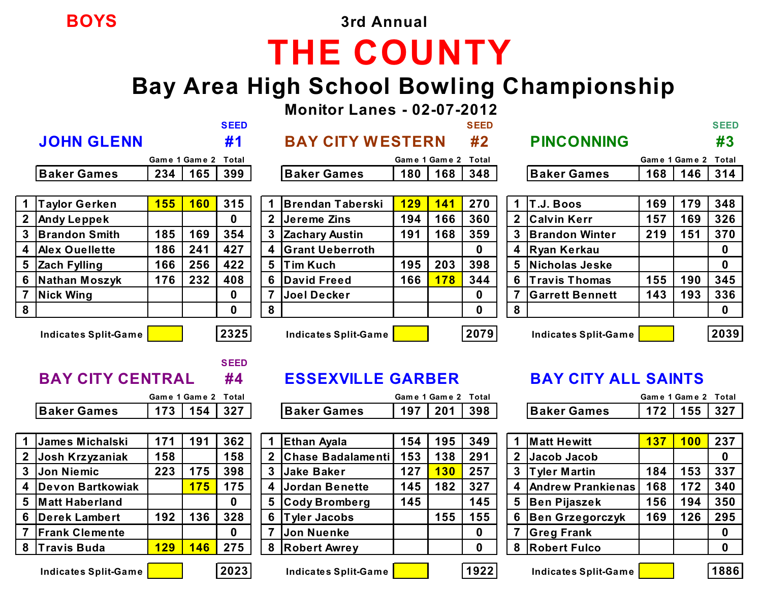**BOYS**

3rd Annual

# THE COUNTY

## Bay Area High School Bowling Championship

### Monitor Lanes - 02-07-2012

### JOHN GLENN — SEED #1

| | | Game 1 | Game 2 | Total |
|---|---|---|---|---|
| | Baker Games | 234 | 165 | 399 |
| 1 | Taylor Gerken | 155 | 160 | 315 |
| 2 | Andy Leppek | | | 0 |
| 3 | Brandon Smith | 185 | 169 | 354 |
| 4 | Alex Ouellette | 186 | 241 | 427 |
| 5 | Zach Fylling | 166 | 256 | 422 |
| 6 | Nathan Moszyk | 176 | 232 | 408 |
| 7 | Nick Wing | | | 0 |
| 8 | | | | 0 |
| | Indicates Split-Game | | | 2325 |

Split-Game: Taylor Gerken (Game 1, Game 2)

### BAY CITY WESTERN — SEED #2

| | | Game 1 | Game 2 | Total |
|---|---|---|---|---|
| | Baker Games | 180 | 168 | 348 |
| 1 | Brendan Taberski | 129 | 141 | 270 |
| 2 | Jereme Zins | 194 | 166 | 360 |
| 3 | Zachary Austin | 191 | 168 | 359 |
| 4 | Grant Ueberroth | | | 0 |
| 5 | Tim Kuch | 195 | 203 | 398 |
| 6 | David Freed | 166 | 178 | 344 |
| 7 | Joel Decker | | | 0 |
| 8 | | | | 0 |
| | Indicates Split-Game | | | 2079 |

Split-Game: Brendan Taberski (Game 1, Game 2), David Freed (Game 2)

### PINCONNING — SEED #3

| | | Game 1 | Game 2 | Total |
|---|---|---|---|---|
| | Baker Games | 168 | 146 | 314 |
| 1 | T.J. Boos | 169 | 179 | 348 |
| 2 | Calvin Kerr | 157 | 169 | 326 |
| 3 | Brandon Winter | 219 | 151 | 370 |
| 4 | Ryan Kerkau | | | 0 |
| 5 | Nicholas Jeske | | | 0 |
| 6 | Travis Thomas | 155 | 190 | 345 |
| 7 | Garrett Bennett | 143 | 193 | 336 |
| 8 | | | | 0 |
| | Indicates Split-Game | | | 2039 |

### BAY CITY CENTRAL — SEED #4

| | | Game 1 | Game 2 | Total |
|---|---|---|---|---|
| | Baker Games | 173 | 154 | 327 |
| 1 | James Michalski | 171 | 191 | 362 |
| 2 | Josh Krzyzaniak | 158 | | 158 |
| 3 | Jon Niemic | 223 | 175 | 398 |
| 4 | Devon Bartkowiak | | 175 | 175 |
| 5 | Matt Haberland | | | 0 |
| 6 | Derek Lambert | 192 | 136 | 328 |
| 7 | Frank Clemente | | | 0 |
| 8 | Travis Buda | 129 | 146 | 275 |
| | Indicates Split-Game | | | 2023 |

Split-Game: Devon Bartkowiak (Game 2), Travis Buda (Game 1, Game 2)

### ESSEXVILLE GARBER

| | | Game 1 | Game 2 | Total |
|---|---|---|---|---|
| | Baker Games | 197 | 201 | 398 |
| 1 | Ethan Ayala | 154 | 195 | 349 |
| 2 | Chase Badalamenti | 153 | 138 | 291 |
| 3 | Jake Baker | 127 | 130 | 257 |
| 4 | Jordan Benette | 145 | 182 | 327 |
| 5 | Cody Bromberg | 145 | | 145 |
| 6 | Tyler Jacobs | | 155 | 155 |
| 7 | Jon Nuenke | | | 0 |
| 8 | Robert Awrey | | | 0 |
| | Indicates Split-Game | | | 1922 |

Split-Game: Jake Baker (Game 2)

### BAY CITY ALL SAINTS

| | | Game 1 | Game 2 | Total |
|---|---|---|---|---|
| | Baker Games | 172 | 155 | 327 |
| 1 | Matt Hewitt | 137 | 100 | 237 |
| 2 | Jacob Jacob | | | 0 |
| 3 | Tyler Martin | 184 | 153 | 337 |
| 4 | Andrew Prankienas | 168 | 172 | 340 |
| 5 | Ben Pijaszek | 156 | 194 | 350 |
| 6 | Ben Grzegorczyk | 169 | 126 | 295 |
| 7 | Greg Frank | | | 0 |
| 8 | Robert Fulco | | | 0 |
| | Indicates Split-Game | | | 1886 |

Split-Game: Matt Hewitt (Game 1, Game 2)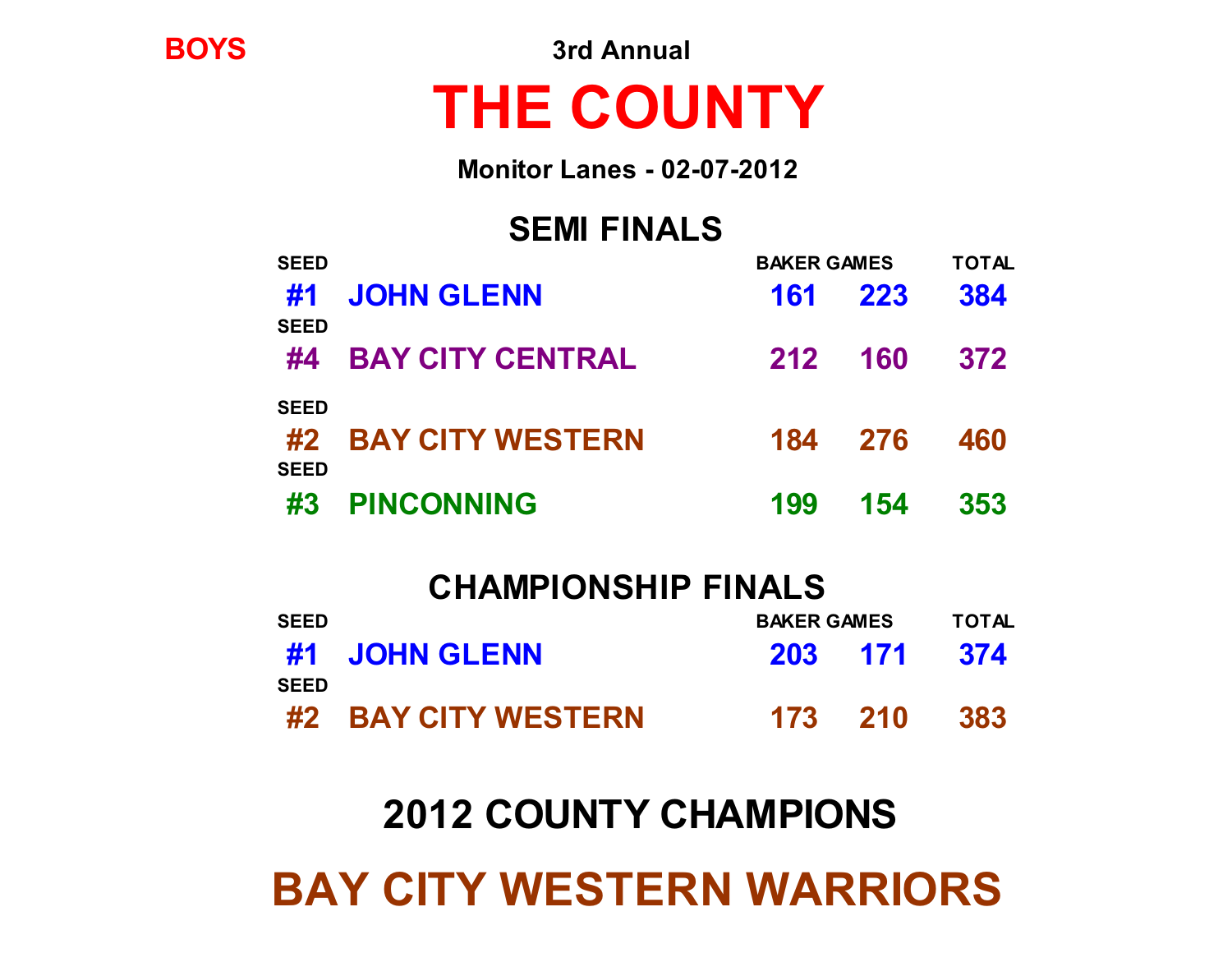BOYS

3rd Annual

# THE COUNTY

**Monitor Lanes - 02-07-2012**

## SEMI FINALS

| SEED | | BAKER GAMES | | TOTAL |
|---|---|---|---|---|
| #1 | JOHN GLENN | 161 | 223 | 384 |
| SEED | | | | |
| #4 | BAY CITY CENTRAL | 212 | 160 | 372 |

| SEED | | | | |
|---|---|---|---|---|
| #2 | BAY CITY WESTERN | 184 | 276 | 460 |
| SEED | | | | |
| #3 | PINCONNING | 199 | 154 | 353 |

## CHAMPIONSHIP FINALS

| SEED | | BAKER GAMES | | TOTAL |
|---|---|---|---|---|
| #1 | JOHN GLENN | 203 | 171 | 374 |
| SEED | | | | |
| #2 | BAY CITY WESTERN | 173 | 210 | 383 |

## 2012 COUNTY CHAMPIONS

# BAY CITY WESTERN WARRIORS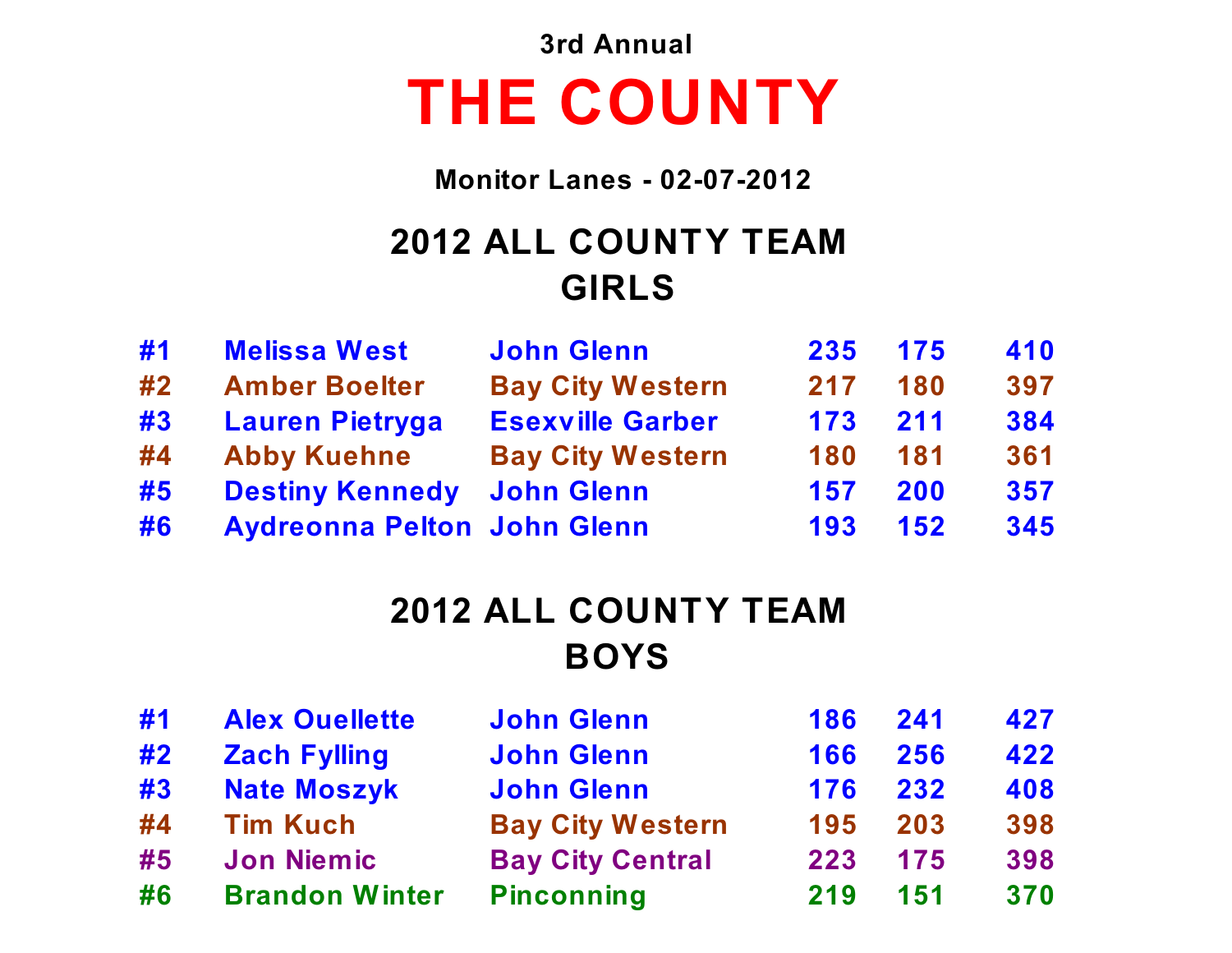3rd Annual

# THE COUNTY

**Monitor Lanes - 02-07-2012**

## 2012 ALL COUNTY TEAM
## GIRLS

| | | | | | |
|---|---|---|---|---|---|
| #1 | Melissa West | John Glenn | 235 | 175 | 410 |
| #2 | Amber Boelter | Bay City Western | 217 | 180 | 397 |
| #3 | Lauren Pietryga | Esexville Garber | 173 | 211 | 384 |
| #4 | Abby Kuehne | Bay City Western | 180 | 181 | 361 |
| #5 | Destiny Kennedy | John Glenn | 157 | 200 | 357 |
| #6 | Aydreonna Pelton | John Glenn | 193 | 152 | 345 |

## 2012 ALL COUNTY TEAM
## BOYS

| | | | | | |
|---|---|---|---|---|---|
| #1 | Alex Ouellette | John Glenn | 186 | 241 | 427 |
| #2 | Zach Fylling | John Glenn | 166 | 256 | 422 |
| #3 | Nate Moszyk | John Glenn | 176 | 232 | 408 |
| #4 | Tim Kuch | Bay City Western | 195 | 203 | 398 |
| #5 | Jon Niemic | Bay City Central | 223 | 175 | 398 |
| #6 | Brandon Winter | Pinconning | 219 | 151 | 370 |